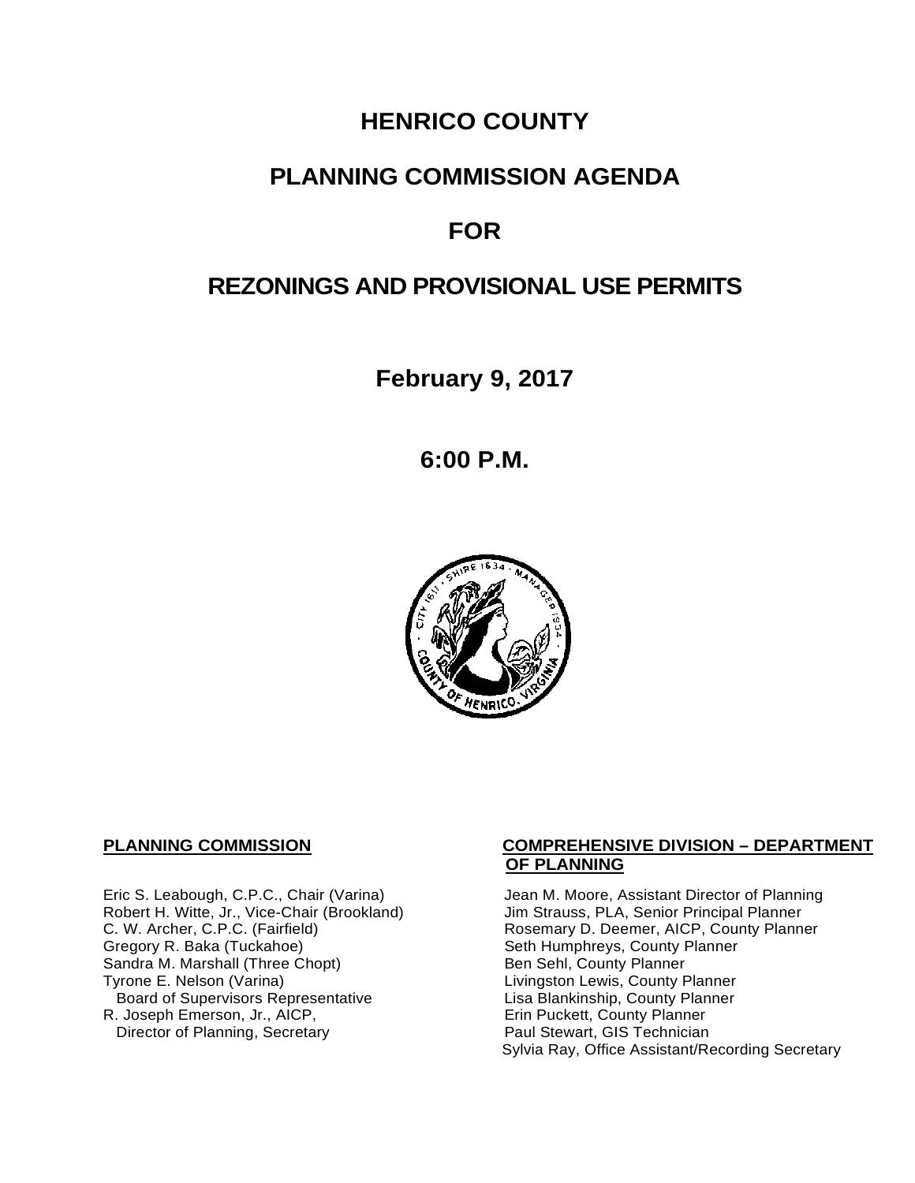# HENRICO COUNTY

# PLANNING COMMISSION AGENDA

# FOR

# REZONINGS AND PROVISIONAL USE PERMITS

**February 9, 2017**

**6:00 P.M.**

**PLANNING COMMISSION**

Eric S. Leabough, C.P.C., Chair (Varina)
Robert H. Witte, Jr., Vice-Chair (Brookland)
C. W. Archer, C.P.C. (Fairfield)
Gregory R. Baka (Tuckahoe)
Sandra M. Marshall (Three Chopt)
Tyrone E. Nelson (Varina)
Board of Supervisors Representative
R. Joseph Emerson, Jr., AICP,
Director of Planning, Secretary

**COMPREHENSIVE DIVISION – DEPARTMENT OF PLANNING**

Jean M. Moore, Assistant Director of Planning
Jim Strauss, PLA, Senior Principal Planner
Rosemary D. Deemer, AICP, County Planner
Seth Humphreys, County Planner
Ben Sehl, County Planner
Livingston Lewis, County Planner
Lisa Blankinship, County Planner
Erin Puckett, County Planner
Paul Stewart, GIS Technician
Sylvia Ray, Office Assistant/Recording Secretary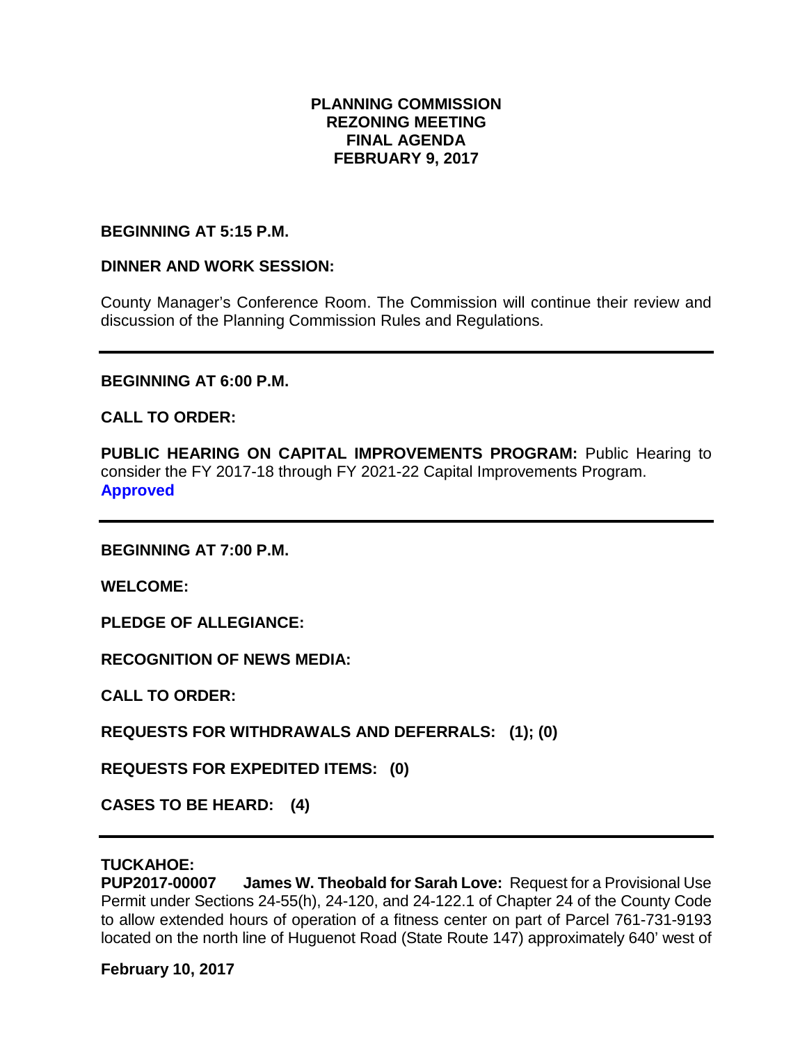**PLANNING COMMISSION**
**REZONING MEETING**
**FINAL AGENDA**
**FEBRUARY 9, 2017**

**BEGINNING AT 5:15 P.M.**

**DINNER AND WORK SESSION:**

County Manager's Conference Room. The Commission will continue their review and discussion of the Planning Commission Rules and Regulations.

---

**BEGINNING AT 6:00 P.M.**

**CALL TO ORDER:**

**PUBLIC HEARING ON CAPITAL IMPROVEMENTS PROGRAM:** Public Hearing to consider the FY 2017-18 through FY 2021-22 Capital Improvements Program.
**Approved**

---

**BEGINNING AT 7:00 P.M.**

**WELCOME:**

**PLEDGE OF ALLEGIANCE:**

**RECOGNITION OF NEWS MEDIA:**

**CALL TO ORDER:**

**REQUESTS FOR WITHDRAWALS AND DEFERRALS: (1); (0)**

**REQUESTS FOR EXPEDITED ITEMS: (0)**

**CASES TO BE HEARD: (4)**

---

**TUCKAHOE:**
**PUP2017-00007 James W. Theobald for Sarah Love:** Request for a Provisional Use Permit under Sections 24-55(h), 24-120, and 24-122.1 of Chapter 24 of the County Code to allow extended hours of operation of a fitness center on part of Parcel 761-731-9193 located on the north line of Huguenot Road (State Route 147) approximately 640' west of

**February 10, 2017**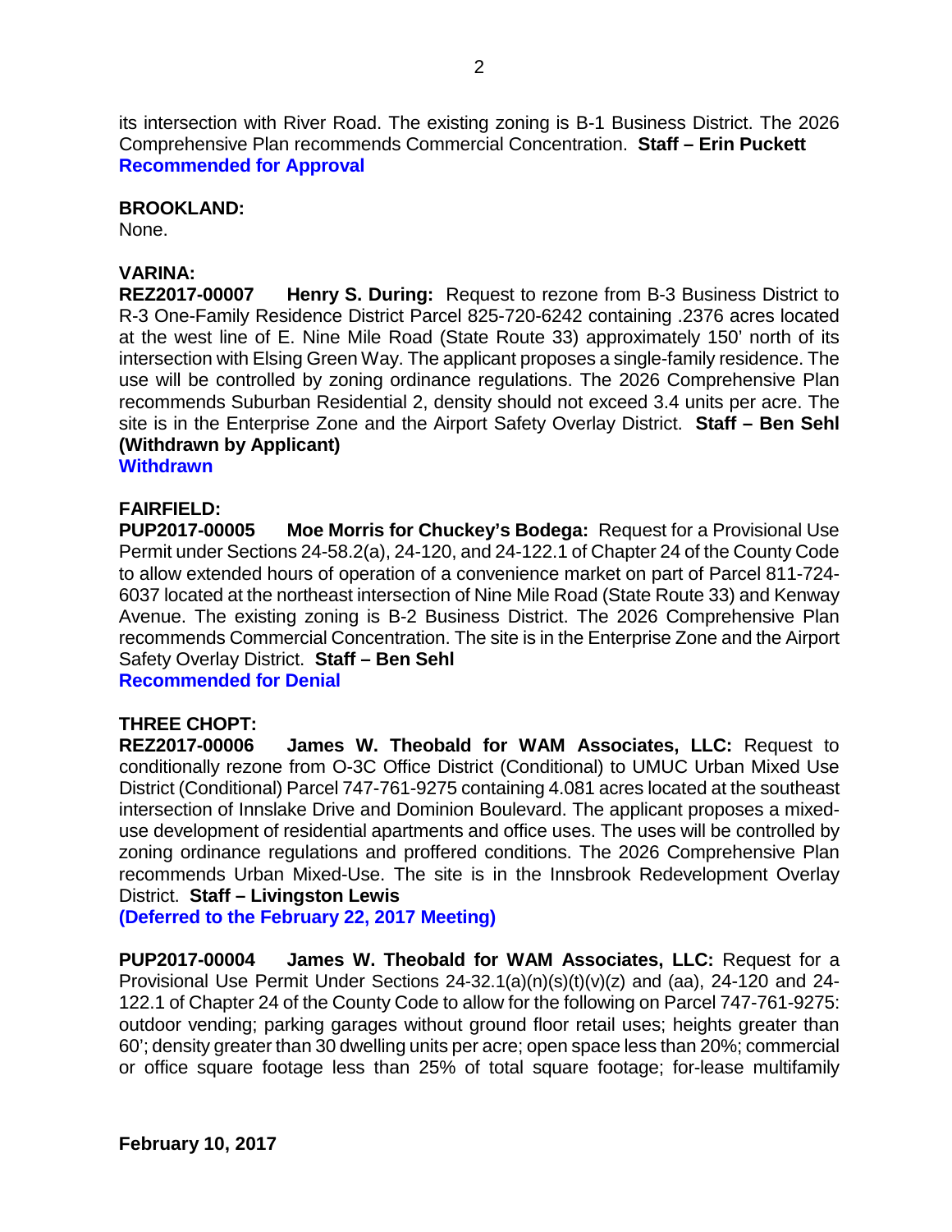its intersection with River Road. The existing zoning is B-1 Business District. The 2026 Comprehensive Plan recommends Commercial Concentration. **Staff – Erin Puckett**
**Recommended for Approval**

**BROOKLAND:**
None.

**VARINA:**
**REZ2017-00007 Henry S. During:** Request to rezone from B-3 Business District to R-3 One-Family Residence District Parcel 825-720-6242 containing .2376 acres located at the west line of E. Nine Mile Road (State Route 33) approximately 150' north of its intersection with Elsing Green Way. The applicant proposes a single-family residence. The use will be controlled by zoning ordinance regulations. The 2026 Comprehensive Plan recommends Suburban Residential 2, density should not exceed 3.4 units per acre. The site is in the Enterprise Zone and the Airport Safety Overlay District. **Staff – Ben Sehl (Withdrawn by Applicant)**
**Withdrawn**

**FAIRFIELD:**
**PUP2017-00005 Moe Morris for Chuckey's Bodega:** Request for a Provisional Use Permit under Sections 24-58.2(a), 24-120, and 24-122.1 of Chapter 24 of the County Code to allow extended hours of operation of a convenience market on part of Parcel 811-724-6037 located at the northeast intersection of Nine Mile Road (State Route 33) and Kenway Avenue. The existing zoning is B-2 Business District. The 2026 Comprehensive Plan recommends Commercial Concentration. The site is in the Enterprise Zone and the Airport Safety Overlay District. **Staff – Ben Sehl**
**Recommended for Denial**

**THREE CHOPT:**
**REZ2017-00006 James W. Theobald for WAM Associates, LLC:** Request to conditionally rezone from O-3C Office District (Conditional) to UMUC Urban Mixed Use District (Conditional) Parcel 747-761-9275 containing 4.081 acres located at the southeast intersection of Innslake Drive and Dominion Boulevard. The applicant proposes a mixed-use development of residential apartments and office uses. The uses will be controlled by zoning ordinance regulations and proffered conditions. The 2026 Comprehensive Plan recommends Urban Mixed-Use. The site is in the Innsbrook Redevelopment Overlay District. **Staff – Livingston Lewis**
**(Deferred to the February 22, 2017 Meeting)**

**PUP2017-00004 James W. Theobald for WAM Associates, LLC:** Request for a Provisional Use Permit Under Sections 24-32.1(a)(n)(s)(t)(v)(z) and (aa), 24-120 and 24-122.1 of Chapter 24 of the County Code to allow for the following on Parcel 747-761-9275: outdoor vending; parking garages without ground floor retail uses; heights greater than 60'; density greater than 30 dwelling units per acre; open space less than 20%; commercial or office square footage less than 25% of total square footage; for-lease multifamily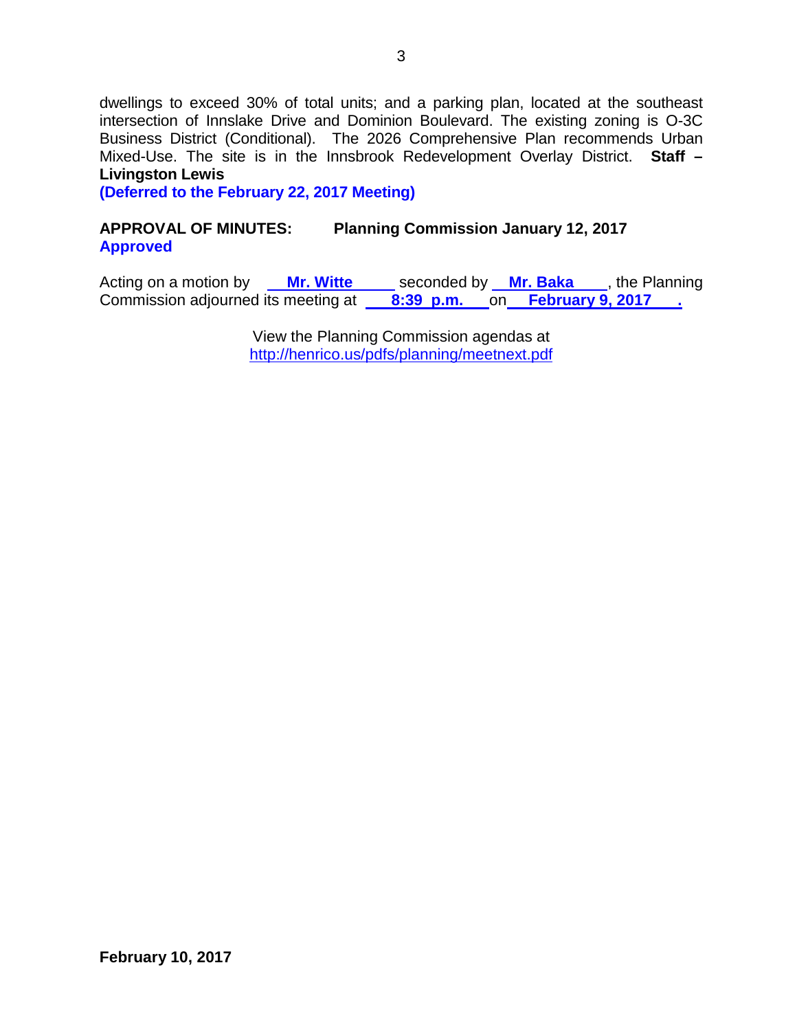dwellings to exceed 30% of total units; and a parking plan, located at the southeast intersection of Innslake Drive and Dominion Boulevard. The existing zoning is O-3C Business District (Conditional). The 2026 Comprehensive Plan recommends Urban Mixed-Use. The site is in the Innsbrook Redevelopment Overlay District. **Staff – Livingston Lewis**
**(Deferred to the February 22, 2017 Meeting)**

**APPROVAL OF MINUTES: Planning Commission January 12, 2017**
**Approved**

Acting on a motion by **Mr. Witte** seconded by **Mr. Baka**, the Planning Commission adjourned its meeting at **8:39 p.m.** on **February 9, 2017**.

View the Planning Commission agendas at
http://henrico.us/pdfs/planning/meetnext.pdf

**February 10, 2017**